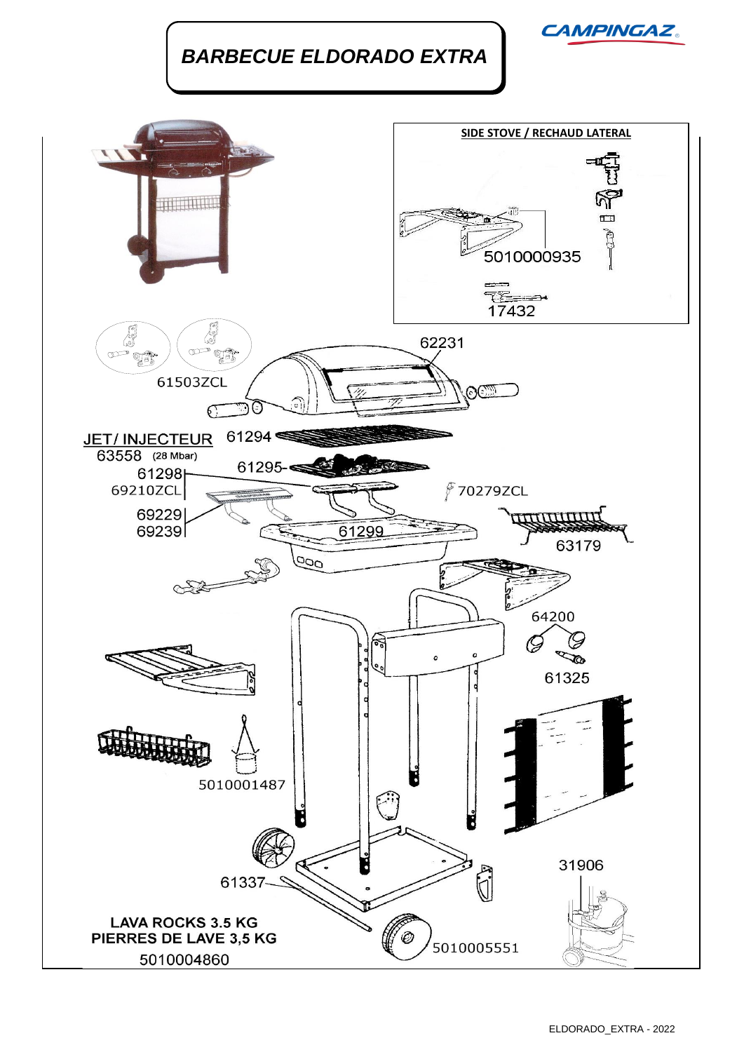# BARBECUE ELDORADO EXTRA

CAMPINGAZ

SIDE STOVE / RECHAUD LATERAL

5010000935

17432

62231

61503ZCL

JET/ INJECTEUR 63558 (28 Mbar)

61294

61295

61298

69210ZCL

70279ZCL

69229

69239

61299

63179

64200

61325

5010001487

31906

61337

LAVA ROCKS 3.5 KG
PIERRES DE LAVE 3,5 KG
5010004860

5010005551

ELDORADO_EXTRA - 2022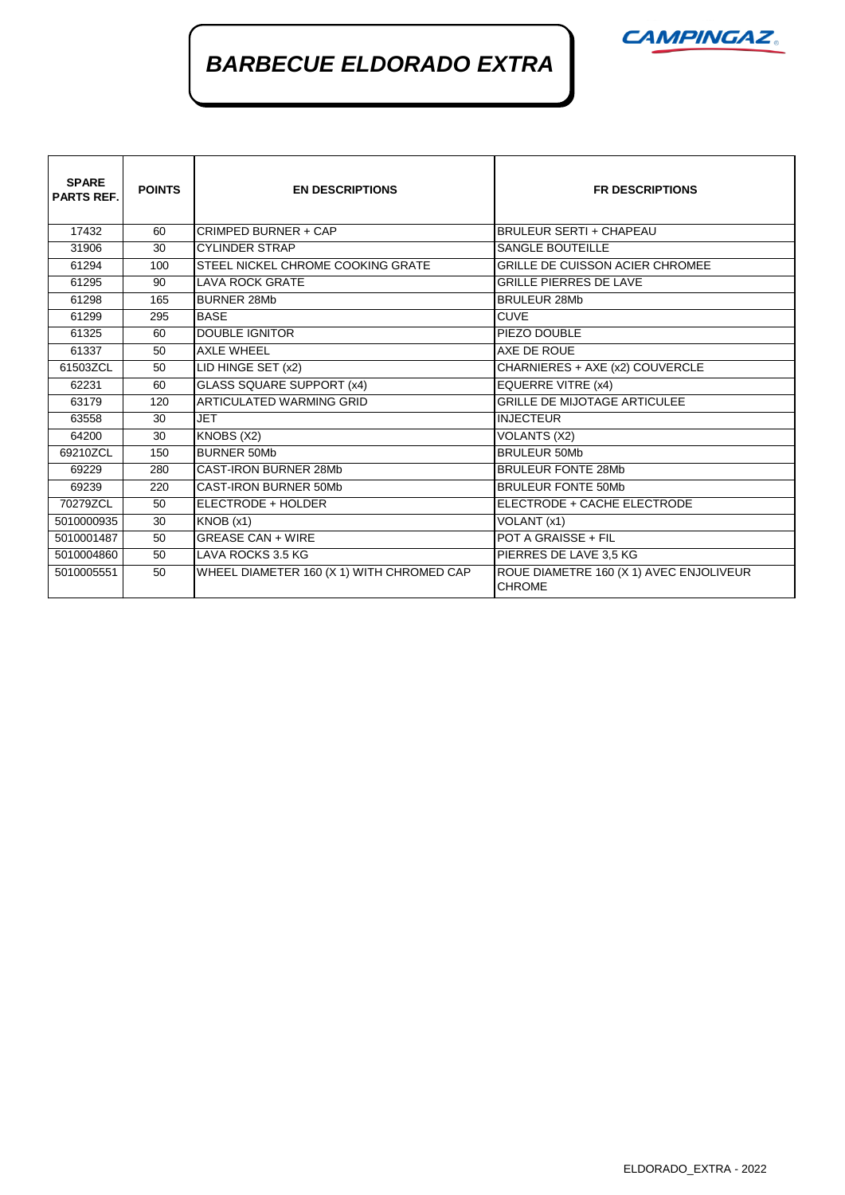# BARBECUE ELDORADO EXTRA

CAMPINGAZ

| SPARE PARTS REF. | POINTS | EN DESCRIPTIONS | FR DESCRIPTIONS |
|---|---|---|---|
| 17432 | 60 | CRIMPED BURNER + CAP | BRULEUR SERTI + CHAPEAU |
| 31906 | 30 | CYLINDER STRAP | SANGLE BOUTEILLE |
| 61294 | 100 | STEEL NICKEL CHROME COOKING GRATE | GRILLE DE CUISSON ACIER CHROMEE |
| 61295 | 90 | LAVA ROCK GRATE | GRILLE PIERRES DE LAVE |
| 61298 | 165 | BURNER 28Mb | BRULEUR 28Mb |
| 61299 | 295 | BASE | CUVE |
| 61325 | 60 | DOUBLE IGNITOR | PIEZO DOUBLE |
| 61337 | 50 | AXLE WHEEL | AXE DE ROUE |
| 61503ZCL | 50 | LID HINGE SET (x2) | CHARNIERES + AXE (x2) COUVERCLE |
| 62231 | 60 | GLASS SQUARE SUPPORT (x4) | EQUERRE VITRE (x4) |
| 63179 | 120 | ARTICULATED WARMING GRID | GRILLE DE MIJOTAGE ARTICULEE |
| 63558 | 30 | JET | INJECTEUR |
| 64200 | 30 | KNOBS (X2) | VOLANTS (X2) |
| 69210ZCL | 150 | BURNER 50Mb | BRULEUR 50Mb |
| 69229 | 280 | CAST-IRON BURNER 28Mb | BRULEUR FONTE 28Mb |
| 69239 | 220 | CAST-IRON BURNER 50Mb | BRULEUR FONTE 50Mb |
| 70279ZCL | 50 | ELECTRODE + HOLDER | ELECTRODE + CACHE ELECTRODE |
| 5010000935 | 30 | KNOB (x1) | VOLANT (x1) |
| 5010001487 | 50 | GREASE CAN + WIRE | POT A GRAISSE + FIL |
| 5010004860 | 50 | LAVA ROCKS 3.5 KG | PIERRES DE LAVE 3,5 KG |
| 5010005551 | 50 | WHEEL DIAMETER 160 (X 1) WITH CHROMED CAP | ROUE DIAMETRE 160 (X 1) AVEC ENJOLIVEUR CHROME |

ELDORADO_EXTRA - 2022